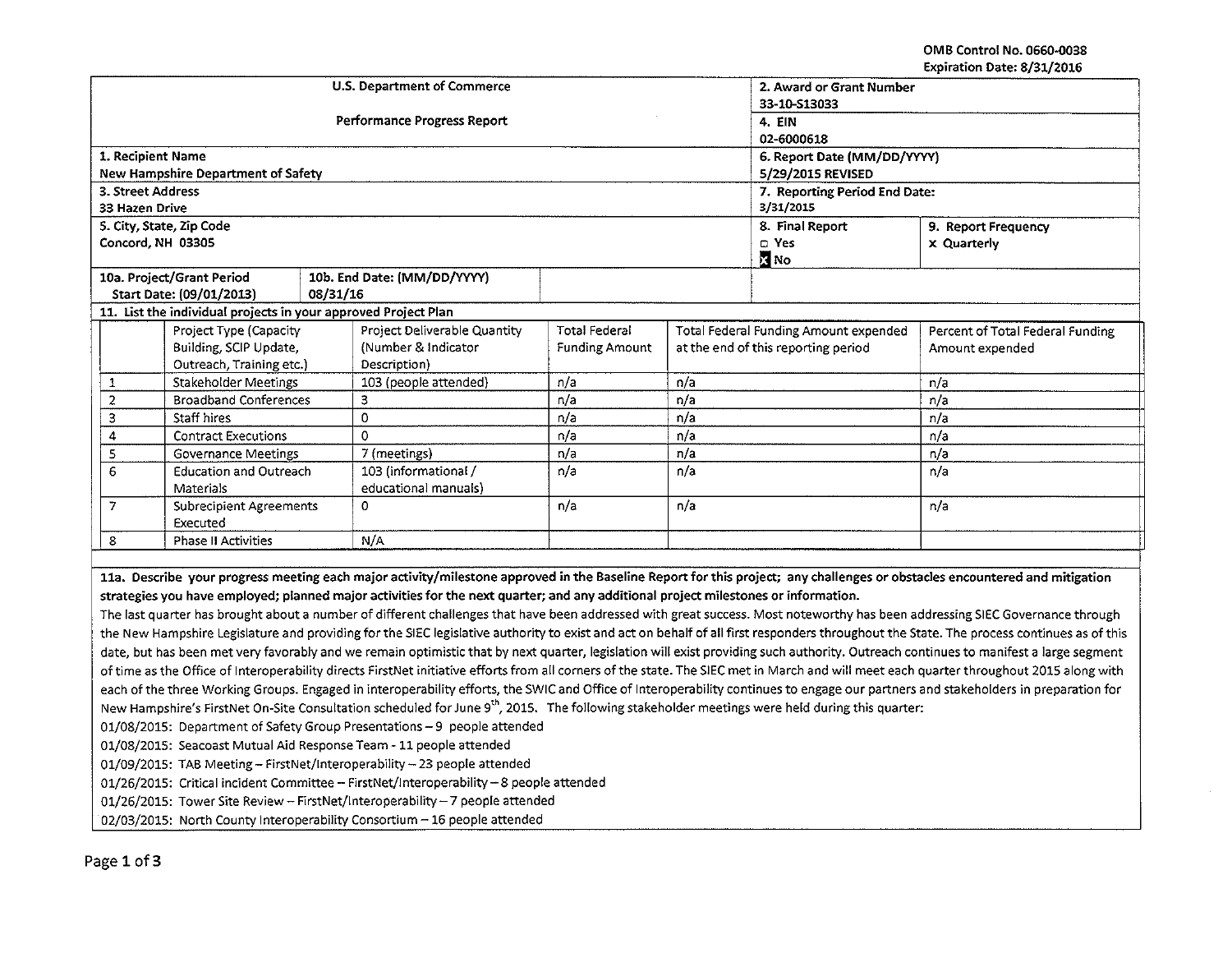OMB Control No. 0660-0038
Expiration Date: 8/31/2016

| U.S. Department of Commerce | 2. Award or Grant Number |
|---|---|
| Performance Progress Report | 33-10-S13033 |
| | 4. EIN 02-6000618 |

| | | |
|---|---|---|
| 1. Recipient Name<br>New Hampshire Department of Safety | 6. Report Date (MM/DD/YYYY)<br>5/29/2015 REVISED | |
| 3. Street Address<br>33 Hazen Drive | 7. Reporting Period End Date:<br>3/31/2015 | |
| 5. City, State, Zip Code<br>Concord, NH 03305 | 8. Final Report<br>☐ Yes<br>☒ No | 9. Report Frequency<br>x Quarterly |
| 10a. Project/Grant Period Start Date: (09/01/2013) | 10b. End Date: (MM/DD/YYYY) 08/31/16 | |

**11. List the individual projects in your approved Project Plan**

| | Project Type (Capacity Building, SCIP Update, Outreach, Training etc.) | Project Deliverable Quantity (Number & Indicator Description) | Total Federal Funding Amount | Total Federal Funding Amount expended at the end of this reporting period | Percent of Total Federal Funding Amount expended |
|---|---|---|---|---|---|
| 1 | Stakeholder Meetings | 103 (people attended) | n/a | n/a | n/a |
| 2 | Broadband Conferences | 3 | n/a | n/a | n/a |
| 3 | Staff hires | 0 | n/a | n/a | n/a |
| 4 | Contract Executions | 0 | n/a | n/a | n/a |
| 5 | Governance Meetings | 7 (meetings) | n/a | n/a | n/a |
| 6 | Education and Outreach Materials | 103 (informational / educational manuals) | n/a | n/a | n/a |
| 7 | Subrecipient Agreements Executed | 0 | n/a | n/a | n/a |
| 8 | Phase II Activities | N/A | | | |

**11a. Describe your progress meeting each major activity/milestone approved in the Baseline Report for this project; any challenges or obstacles encountered and mitigation strategies you have employed; planned major activities for the next quarter; and any additional project milestones or information.**

The last quarter has brought about a number of different challenges that have been addressed with great success. Most noteworthy has been addressing SIEC Governance through the New Hampshire Legislature and providing for the SIEC legislative authority to exist and act on behalf of all first responders throughout the State. The process continues as of this date, but has been met very favorably and we remain optimistic that by next quarter, legislation will exist providing such authority. Outreach continues to manifest a large segment of time as the Office of Interoperability directs FirstNet initiative efforts from all corners of the state. The SIEC met in March and will meet each quarter throughout 2015 along with each of the three Working Groups. Engaged in interoperability efforts, the SWIC and Office of Interoperability continues to engage our partners and stakeholders in preparation for New Hampshire's FirstNet On-Site Consultation scheduled for June 9th, 2015. The following stakeholder meetings were held during this quarter:

01/08/2015: Department of Safety Group Presentations – 9 people attended
01/08/2015: Seacoast Mutual Aid Response Team - 11 people attended
01/09/2015: TAB Meeting – FirstNet/Interoperability – 23 people attended
01/26/2015: Critical incident Committee – FirstNet/Interoperability – 8 people attended
01/26/2015: Tower Site Review – FirstNet/Interoperability – 7 people attended
02/03/2015: North County Interoperability Consortium – 16 people attended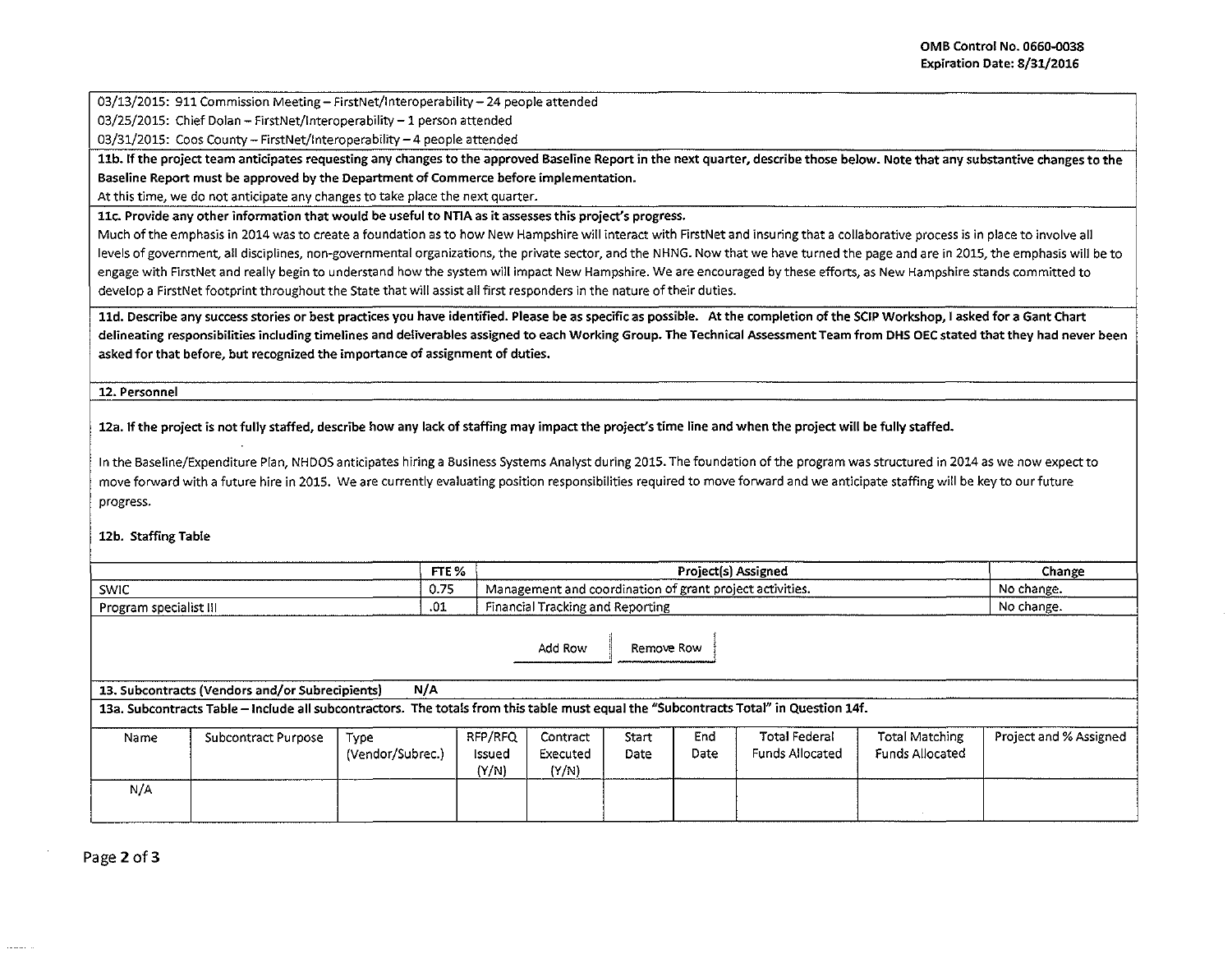03/13/2015: 911 Commission Meeting – FirstNet/Interoperability – 24 people attended

03/25/2015: Chief Dolan – FirstNet/Interoperability – 1 person attended

03/31/2015: Coos County – FirstNet/Interoperability – 4 people attended

**11b. If the project team anticipates requesting any changes to the approved Baseline Report in the next quarter, describe those below. Note that any substantive changes to the Baseline Report must be approved by the Department of Commerce before implementation.**

At this time, we do not anticipate any changes to take place the next quarter.

**11c. Provide any other information that would be useful to NTIA as it assesses this project's progress.**

Much of the emphasis in 2014 was to create a foundation as to how New Hampshire will interact with FirstNet and insuring that a collaborative process is in place to involve all levels of government, all disciplines, non-governmental organizations, the private sector, and the NHNG. Now that we have turned the page and are in 2015, the emphasis will be to engage with FirstNet and really begin to understand how the system will impact New Hampshire. We are encouraged by these efforts, as New Hampshire stands committed to develop a FirstNet footprint throughout the State that will assist all first responders in the nature of their duties.

**11d. Describe any success stories or best practices you have identified. Please be as specific as possible. At the completion of the SCIP Workshop, I asked for a Gant Chart delineating responsibilities including timelines and deliverables assigned to each Working Group. The Technical Assessment Team from DHS OEC stated that they had never been asked for that before, but recognized the importance of assignment of duties.**

**12. Personnel**

**12a. If the project is not fully staffed, describe how any lack of staffing may impact the project's time line and when the project will be fully staffed.**

In the Baseline/Expenditure Plan, NHDOS anticipates hiring a Business Systems Analyst during 2015. The foundation of the program was structured in 2014 as we now expect to move forward with a future hire in 2015. We are currently evaluating position responsibilities required to move forward and we anticipate staffing will be key to our future progress.

**12b. Staffing Table**

| | FTE % | Project(s) Assigned | Change |
|---|---|---|---|
| SWIC | 0.75 | Management and coordination of grant project activities. | No change. |
| Program specialist III | .01 | Financial Tracking and Reporting | No change. |

**13. Subcontracts (Vendors and/or Subrecipients)** N/A

**13a. Subcontracts Table – Include all subcontractors. The totals from this table must equal the "Subcontracts Total" in Question 14f.**

| Name | Subcontract Purpose | Type (Vendor/Subrec.) | RFP/RFQ Issued (Y/N) | Contract Executed (Y/N) | Start Date | End Date | Total Federal Funds Allocated | Total Matching Funds Allocated | Project and % Assigned |
|---|---|---|---|---|---|---|---|---|---|
| N/A | | | | | | | | | |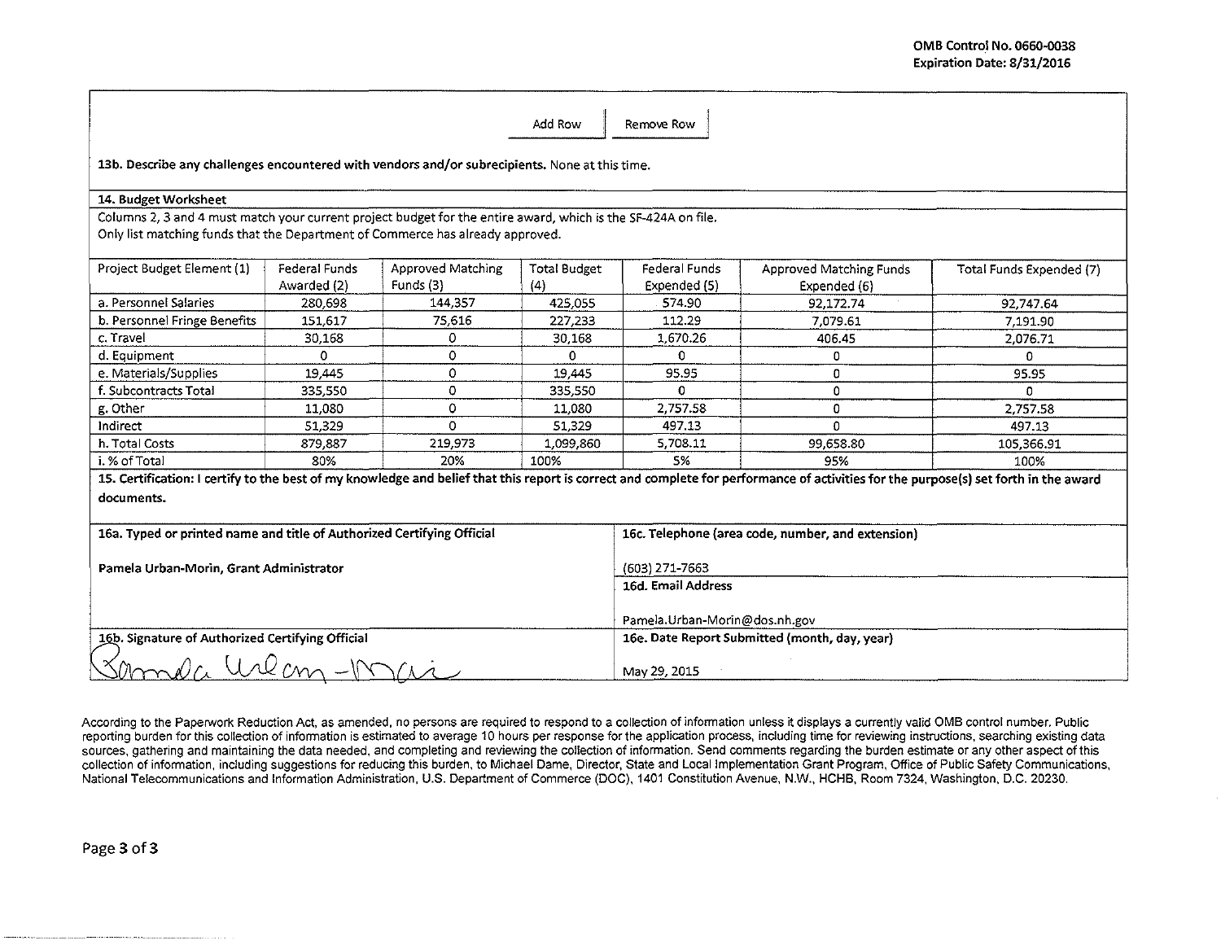OMB Control No. 0660-0038
Expiration Date: 8/31/2016

Add Row | Remove Row

**13b. Describe any challenges encountered with vendors and/or subrecipients.** None at this time.

**14. Budget Worksheet**

Columns 2, 3 and 4 must match your current project budget for the entire award, which is the SF-424A on file.
Only list matching funds that the Department of Commerce has already approved.

| Project Budget Element (1) | Federal Funds Awarded (2) | Approved Matching Funds (3) | Total Budget (4) | Federal Funds Expended (5) | Approved Matching Funds Expended (6) | Total Funds Expended (7) |
|---|---|---|---|---|---|---|
| a. Personnel Salaries | 280,698 | 144,357 | 425,055 | 574.90 | 92,172.74 | 92,747.64 |
| b. Personnel Fringe Benefits | 151,617 | 75,616 | 227,233 | 112.29 | 7,079.61 | 7,191.90 |
| c. Travel | 30,168 | 0 | 30,168 | 1,670.26 | 406.45 | 2,076.71 |
| d. Equipment | 0 | 0 | 0 | 0 | 0 | 0 |
| e. Materials/Supplies | 19,445 | 0 | 19,445 | 95.95 | 0 | 95.95 |
| f. Subcontracts Total | 335,550 | 0 | 335,550 | 0 | 0 | 0 |
| g. Other | 11,080 | 0 | 11,080 | 2,757.58 | 0 | 2,757.58 |
| Indirect | 51,329 | 0 | 51,329 | 497.13 | 0 | 497.13 |
| h. Total Costs | 879,887 | 219,973 | 1,099,860 | 5,708.11 | 99,658.80 | 105,366.91 |
| i. % of Total | 80% | 20% | 100% | 5% | 95% | 100% |

**15. Certification: I certify to the best of my knowledge and belief that this report is correct and complete for performance of activities for the purpose(s) set forth in the award documents.**

**16a. Typed or printed name and title of Authorized Certifying Official**

**Pamela Urban-Morin, Grant Administrator**

**16c. Telephone (area code, number, and extension)**

(603) 271-7663

**16d. Email Address**

Pamela.Urban-Morin@dos.nh.gov

**16b. Signature of Authorized Certifying Official**

Pamela Urban-Morin

**16e. Date Report Submitted (month, day, year)**

May 29, 2015

According to the Paperwork Reduction Act, as amended, no persons are required to respond to a collection of information unless it displays a currently valid OMB control number. Public reporting burden for this collection of information is estimated to average 10 hours per response for the application process, including time for reviewing instructions, searching existing data sources, gathering and maintaining the data needed, and completing and reviewing the collection of information. Send comments regarding the burden estimate or any other aspect of this collection of information, including suggestions for reducing this burden, to Michael Dame, Director, State and Local Implementation Grant Program, Office of Public Safety Communications, National Telecommunications and Information Administration, U.S. Department of Commerce (DOC), 1401 Constitution Avenue, N.W., HCHB, Room 7324, Washington, D.C. 20230.